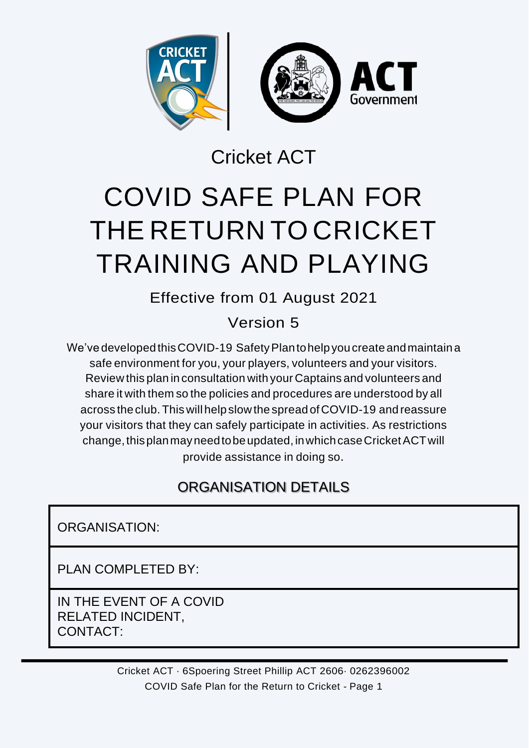Cricket ACT

# COVID SAFE PLAN FOR THE RETURN TO CRICKET TRAINING AND PLAYING

Effective from 01 August 2021

Version 5

We've developed this COVID-19 Safety Plan to help you create and maintain a safe environment for you, your players, volunteers and your visitors. Review this plan in consultation with your Captains and volunteers and share it with them so the policies and procedures are understood by all across the club. This will help slow the spread of COVID-19 and reassure your visitors that they can safely participate in activities. As restrictions change, this plan may need to be updated, in which case Cricket ACT will provide assistance in doing so.

## ORGANISATION DETAILS

| ORGANISATION: |
|---|
| PLAN COMPLETED BY: |
| IN THE EVENT OF A COVID RELATED INCIDENT, CONTACT: |

Cricket ACT · 6Spoering Street Phillip ACT 2606· 0262396002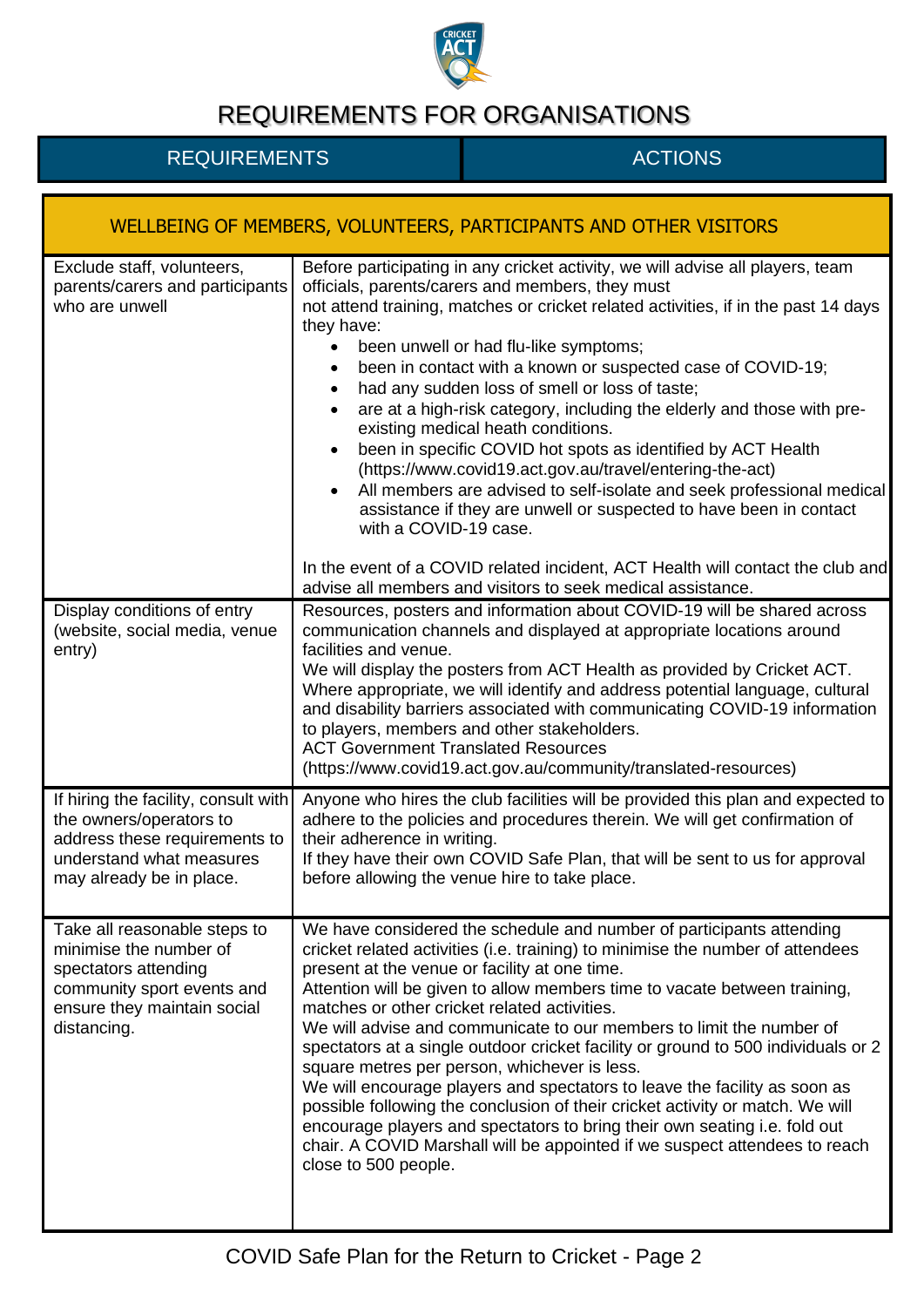# REQUIREMENTS FOR ORGANISATIONS

| REQUIREMENTS | ACTIONS |
|---|---|
| **WELLBEING OF MEMBERS, VOLUNTEERS, PARTICIPANTS AND OTHER VISITORS** | |
| Exclude staff, volunteers, parents/carers and participants who are unwell | Before participating in any cricket activity, we will advise all players, team officials, parents/carers and members, they must not attend training, matches or cricket related activities, if in the past 14 days they have:<br>• been unwell or had flu-like symptoms;<br>• been in contact with a known or suspected case of COVID-19;<br>• had any sudden loss of smell or loss of taste;<br>• are at a high-risk category, including the elderly and those with pre-existing medical heath conditions.<br>• been in specific COVID hot spots as identified by ACT Health (https://www.covid19.act.gov.au/travel/entering-the-act)<br>• All members are advised to self-isolate and seek professional medical assistance if they are unwell or suspected to have been in contact with a COVID-19 case.<br><br>In the event of a COVID related incident, ACT Health will contact the club and advise all members and visitors to seek medical assistance. |
| Display conditions of entry (website, social media, venue entry) | Resources, posters and information about COVID-19 will be shared across communication channels and displayed at appropriate locations around facilities and venue.<br>We will display the posters from ACT Health as provided by Cricket ACT.<br>Where appropriate, we will identify and address potential language, cultural and disability barriers associated with communicating COVID-19 information to players, members and other stakeholders.<br>ACT Government Translated Resources<br>(https://www.covid19.act.gov.au/community/translated-resources) |
| If hiring the facility, consult with the owners/operators to address these requirements to understand what measures may already be in place. | Anyone who hires the club facilities will be provided this plan and expected to adhere to the policies and procedures therein. We will get confirmation of their adherence in writing.<br>If they have their own COVID Safe Plan, that will be sent to us for approval before allowing the venue hire to take place. |
| Take all reasonable steps to minimise the number of spectators attending community sport events and ensure they maintain social distancing. | We have considered the schedule and number of participants attending cricket related activities (i.e. training) to minimise the number of attendees present at the venue or facility at one time.<br>Attention will be given to allow members time to vacate between training, matches or other cricket related activities.<br>We will advise and communicate to our members to limit the number of spectators at a single outdoor cricket facility or ground to 500 individuals or 2 square metres per person, whichever is less.<br>We will encourage players and spectators to leave the facility as soon as possible following the conclusion of their cricket activity or match. We will encourage players and spectators to bring their own seating i.e. fold out chair. A COVID Marshall will be appointed if we suspect attendees to reach close to 500 people. |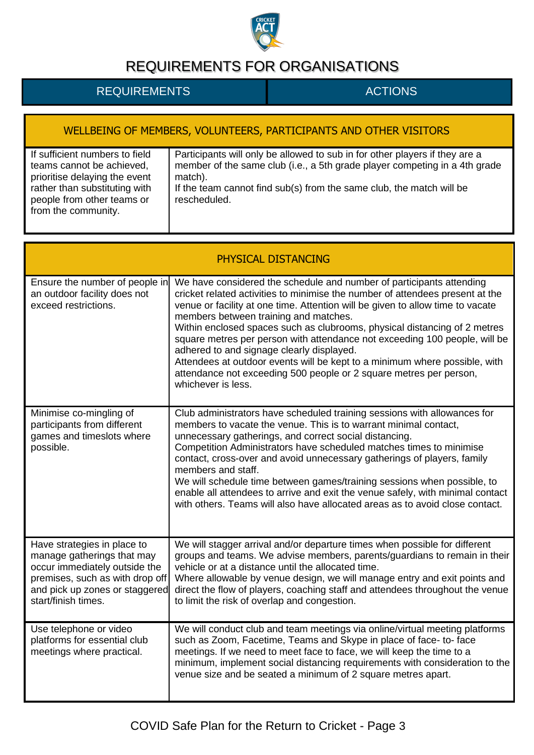# REQUIREMENTS FOR ORGANISATIONS

| REQUIREMENTS | ACTIONS |
|---|---|
| **WELLBEING OF MEMBERS, VOLUNTEERS, PARTICIPANTS AND OTHER VISITORS** | |
| If sufficient numbers to field teams cannot be achieved, prioritise delaying the event rather than substituting with people from other teams or from the community. | Participants will only be allowed to sub in for other players if they are a member of the same club (i.e., a 5th grade player competing in a 4th grade match).<br>If the team cannot find sub(s) from the same club, the match will be rescheduled. |
| **PHYSICAL DISTANCING** | |
| Ensure the number of people in an outdoor facility does not exceed restrictions. | We have considered the schedule and number of participants attending cricket related activities to minimise the number of attendees present at the venue or facility at one time. Attention will be given to allow time to vacate members between training and matches.<br>Within enclosed spaces such as clubrooms, physical distancing of 2 metres square metres per person with attendance not exceeding 100 people, will be adhered to and signage clearly displayed.<br>Attendees at outdoor events will be kept to a minimum where possible, with attendance not exceeding 500 people or 2 square metres per person, whichever is less. |
| Minimise co-mingling of participants from different games and timeslots where possible. | Club administrators have scheduled training sessions with allowances for members to vacate the venue. This is to warrant minimal contact, unnecessary gatherings, and correct social distancing.<br>Competition Administrators have scheduled matches times to minimise contact, cross-over and avoid unnecessary gatherings of players, family members and staff.<br>We will schedule time between games/training sessions when possible, to enable all attendees to arrive and exit the venue safely, with minimal contact with others. Teams will also have allocated areas as to avoid close contact. |
| Have strategies in place to manage gatherings that may occur immediately outside the premises, such as with drop off and pick up zones or staggered start/finish times. | We will stagger arrival and/or departure times when possible for different groups and teams. We advise members, parents/guardians to remain in their vehicle or at a distance until the allocated time.<br>Where allowable by venue design, we will manage entry and exit points and direct the flow of players, coaching staff and attendees throughout the venue to limit the risk of overlap and congestion. |
| Use telephone or video platforms for essential club meetings where practical. | We will conduct club and team meetings via online/virtual meeting platforms such as Zoom, Facetime, Teams and Skype in place of face- to- face meetings. If we need to meet face to face, we will keep the time to a minimum, implement social distancing requirements with consideration to the venue size and be seated a minimum of 2 square metres apart. |

COVID Safe Plan for the Return to Cricket - Page 3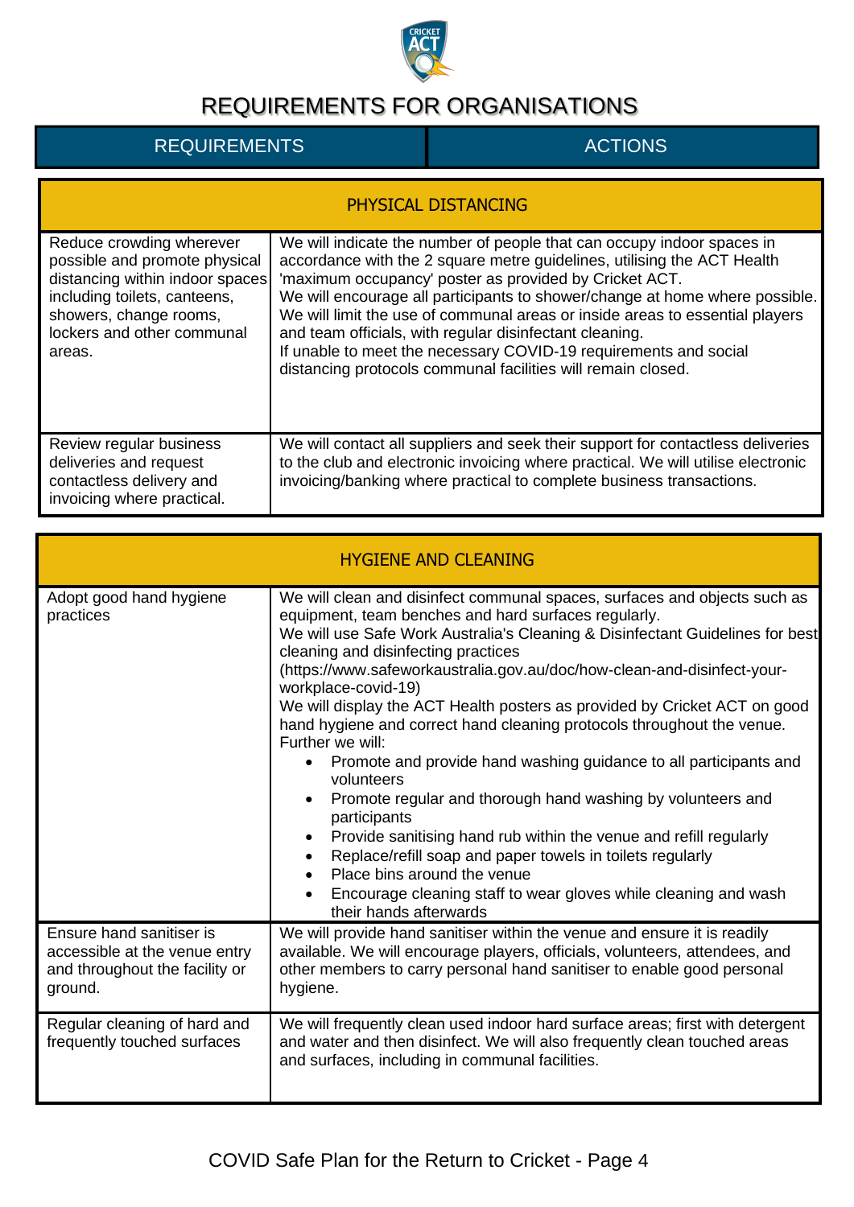# REQUIREMENTS FOR ORGANISATIONS

| REQUIREMENTS | ACTIONS |
|---|---|
| **PHYSICAL DISTANCING** | |
| Reduce crowding wherever possible and promote physical distancing within indoor spaces including toilets, canteens, showers, change rooms, lockers and other communal areas. | We will indicate the number of people that can occupy indoor spaces in accordance with the 2 square metre guidelines, utilising the ACT Health 'maximum occupancy' poster as provided by Cricket ACT.<br>We will encourage all participants to shower/change at home where possible.<br>We will limit the use of communal areas or inside areas to essential players and team officials, with regular disinfectant cleaning.<br>If unable to meet the necessary COVID-19 requirements and social distancing protocols communal facilities will remain closed. |
| Review regular business deliveries and request contactless delivery and invoicing where practical. | We will contact all suppliers and seek their support for contactless deliveries to the club and electronic invoicing where practical. We will utilise electronic invoicing/banking where practical to complete business transactions. |
| **HYGIENE AND CLEANING** | |
| Adopt good hand hygiene practices | We will clean and disinfect communal spaces, surfaces and objects such as equipment, team benches and hard surfaces regularly.<br>We will use Safe Work Australia's Cleaning & Disinfectant Guidelines for best cleaning and disinfecting practices (https://www.safeworkaustralia.gov.au/doc/how-clean-and-disinfect-your-workplace-covid-19)<br>We will display the ACT Health posters as provided by Cricket ACT on good hand hygiene and correct hand cleaning protocols throughout the venue.<br>Further we will:<br>• Promote and provide hand washing guidance to all participants and volunteers<br>• Promote regular and thorough hand washing by volunteers and participants<br>• Provide sanitising hand rub within the venue and refill regularly<br>• Replace/refill soap and paper towels in toilets regularly<br>• Place bins around the venue<br>• Encourage cleaning staff to wear gloves while cleaning and wash their hands afterwards |
| Ensure hand sanitiser is accessible at the venue entry and throughout the facility or ground. | We will provide hand sanitiser within the venue and ensure it is readily available. We will encourage players, officials, volunteers, attendees, and other members to carry personal hand sanitiser to enable good personal hygiene. |
| Regular cleaning of hard and frequently touched surfaces | We will frequently clean used indoor hard surface areas; first with detergent and water and then disinfect. We will also frequently clean touched areas and surfaces, including in communal facilities. |

COVID Safe Plan for the Return to Cricket - Page 4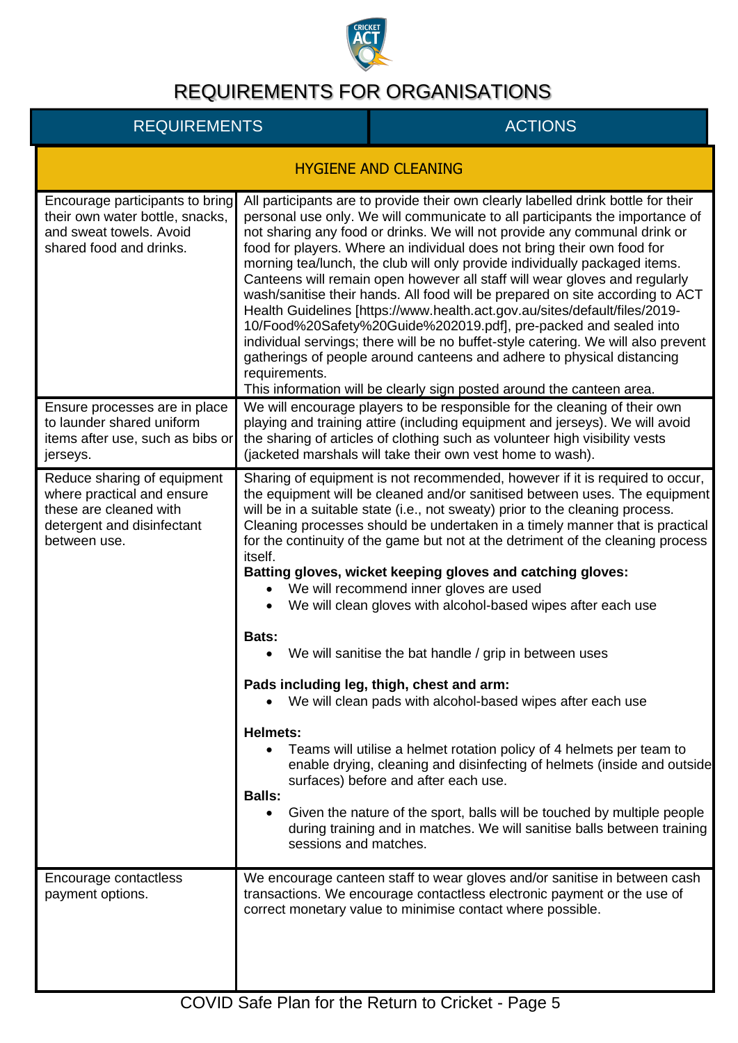# REQUIREMENTS FOR ORGANISATIONS

| REQUIREMENTS | ACTIONS |
|---|---|
| **HYGIENE AND CLEANING** | |
| Encourage participants to bring their own water bottle, snacks, and sweat towels. Avoid shared food and drinks. | All participants are to provide their own clearly labelled drink bottle for their personal use only. We will communicate to all participants the importance of not sharing any food or drinks. We will not provide any communal drink or food for players. Where an individual does not bring their own food for morning tea/lunch, the club will only provide individually packaged items. Canteens will remain open however all staff will wear gloves and regularly wash/sanitise their hands. All food will be prepared on site according to ACT Health Guidelines [https://www.health.act.gov.au/sites/default/files/2019-10/Food%20Safety%20Guide%202019.pdf], pre-packed and sealed into individual servings; there will be no buffet-style catering. We will also prevent gatherings of people around canteens and adhere to physical distancing requirements.<br>This information will be clearly sign posted around the canteen area. |
| Ensure processes are in place to launder shared uniform items after use, such as bibs or jerseys. | We will encourage players to be responsible for the cleaning of their own playing and training attire (including equipment and jerseys). We will avoid the sharing of articles of clothing such as volunteer high visibility vests (jacketed marshals will take their own vest home to wash). |
| Reduce sharing of equipment where practical and ensure these are cleaned with detergent and disinfectant between use. | Sharing of equipment is not recommended, however if it is required to occur, the equipment will be cleaned and/or sanitised between uses. The equipment will be in a suitable state (i.e., not sweaty) prior to the cleaning process. Cleaning processes should be undertaken in a timely manner that is practical for the continuity of the game but not at the detriment of the cleaning process itself.<br>**Batting gloves, wicket keeping gloves and catching gloves:**<br>• We will recommend inner gloves are used<br>• We will clean gloves with alcohol-based wipes after each use<br><br>**Bats:**<br>• We will sanitise the bat handle / grip in between uses<br><br>**Pads including leg, thigh, chest and arm:**<br>• We will clean pads with alcohol-based wipes after each use<br><br>**Helmets:**<br>• Teams will utilise a helmet rotation policy of 4 helmets per team to enable drying, cleaning and disinfecting of helmets (inside and outside surfaces) before and after each use.<br>**Balls:**<br>• Given the nature of the sport, balls will be touched by multiple people during training and in matches. We will sanitise balls between training sessions and matches. |
| Encourage contactless payment options. | We encourage canteen staff to wear gloves and/or sanitise in between cash transactions. We encourage contactless electronic payment or the use of correct monetary value to minimise contact where possible. |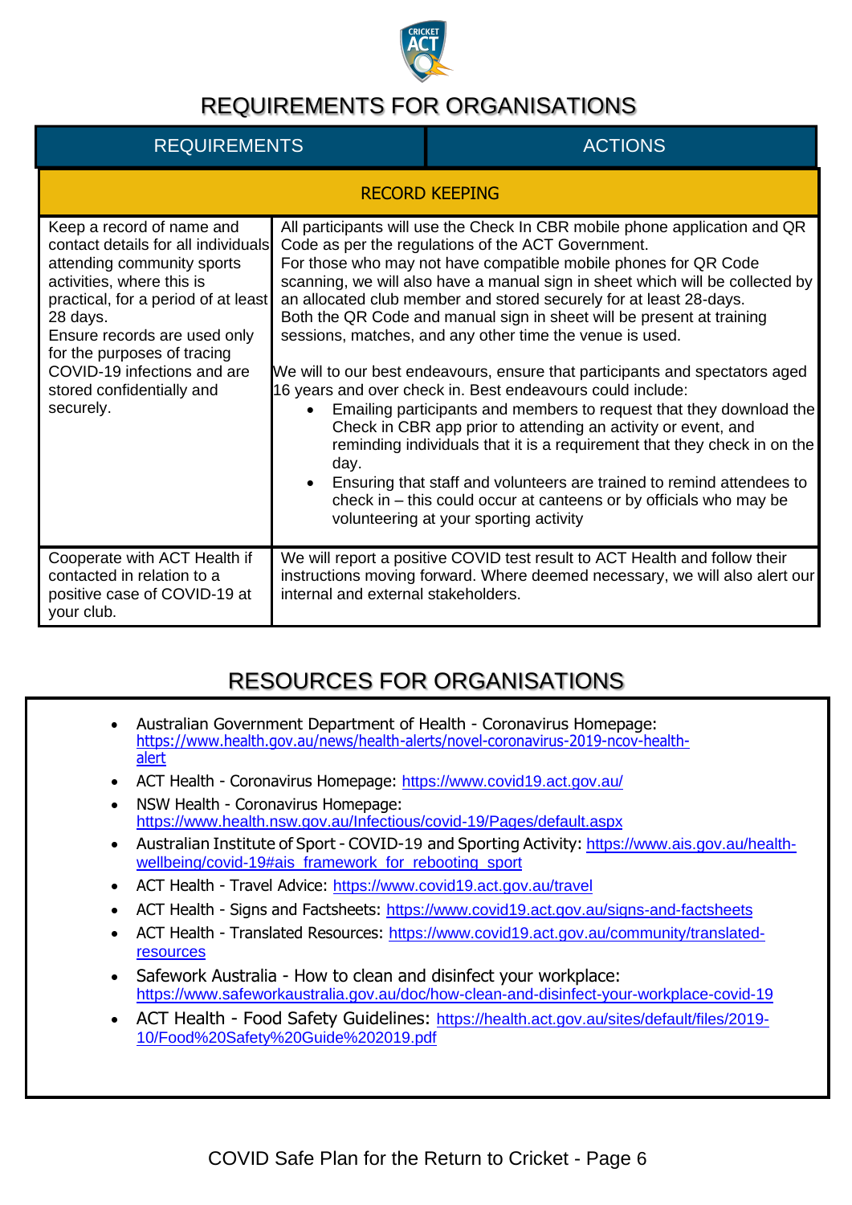# REQUIREMENTS FOR ORGANISATIONS

| REQUIREMENTS | ACTIONS |
|---|---|
| **RECORD KEEPING** | |
| Keep a record of name and contact details for all individuals attending community sports activities, where this is practical, for a period of at least 28 days.<br>Ensure records are used only for the purposes of tracing COVID-19 infections and are stored confidentially and securely. | All participants will use the Check In CBR mobile phone application and QR Code as per the regulations of the ACT Government.<br>For those who may not have compatible mobile phones for QR Code scanning, we will also have a manual sign in sheet which will be collected by an allocated club member and stored securely for at least 28-days.<br>Both the QR Code and manual sign in sheet will be present at training sessions, matches, and any other time the venue is used.<br><br>We will to our best endeavours, ensure that participants and spectators aged 16 years and over check in. Best endeavours could include:<br>• Emailing participants and members to request that they download the Check in CBR app prior to attending an activity or event, and reminding individuals that it is a requirement that they check in on the day.<br>• Ensuring that staff and volunteers are trained to remind attendees to check in – this could occur at canteens or by officials who may be volunteering at your sporting activity |
| Cooperate with ACT Health if contacted in relation to a positive case of COVID-19 at your club. | We will report a positive COVID test result to ACT Health and follow their instructions moving forward. Where deemed necessary, we will also alert our internal and external stakeholders. |

# RESOURCES FOR ORGANISATIONS

- Australian Government Department of Health - Coronavirus Homepage: https://www.health.gov.au/news/health-alerts/novel-coronavirus-2019-ncov-health-alert
- ACT Health - Coronavirus Homepage: https://www.covid19.act.gov.au/
- NSW Health - Coronavirus Homepage: https://www.health.nsw.gov.au/Infectious/covid-19/Pages/default.aspx
- Australian Institute of Sport - COVID-19 and Sporting Activity: https://www.ais.gov.au/health-wellbeing/covid-19#ais_framework_for_rebooting_sport
- ACT Health - Travel Advice: https://www.covid19.act.gov.au/travel
- ACT Health - Signs and Factsheets: https://www.covid19.act.gov.au/signs-and-factsheets
- ACT Health - Translated Resources: https://www.covid19.act.gov.au/community/translated-resources
- Safework Australia - How to clean and disinfect your workplace: https://www.safeworkaustralia.gov.au/doc/how-clean-and-disinfect-your-workplace-covid-19
- ACT Health - Food Safety Guidelines: https://health.act.gov.au/sites/default/files/2019-10/Food%20Safety%20Guide%202019.pdf